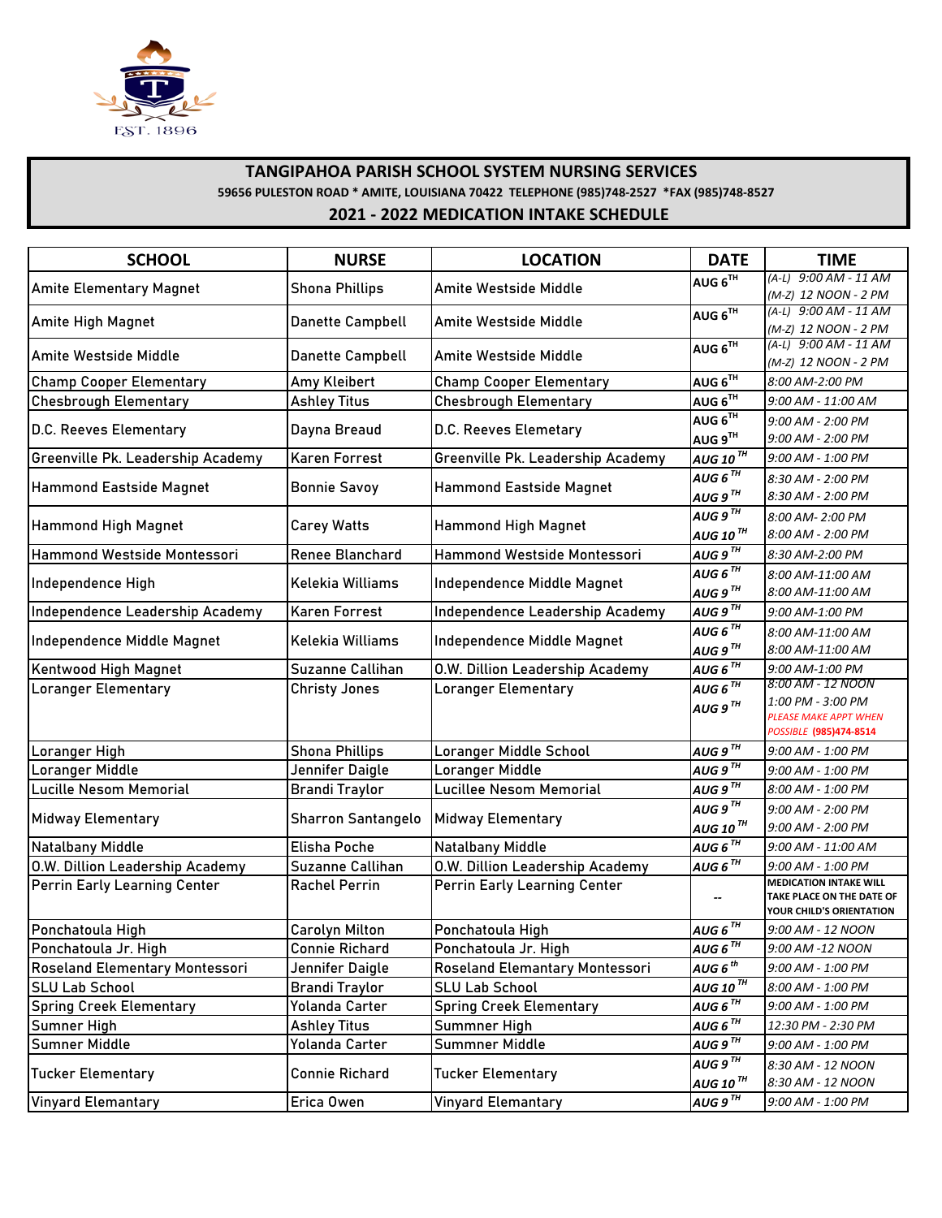EST. 1896

# TANGIPAHOA PARISH SCHOOL SYSTEM NURSING SERVICES

59656 PULESTON ROAD * AMITE, LOUISIANA 70422 TELEPHONE (985)748-2527 *FAX (985)748-8527

## 2021 - 2022 MEDICATION INTAKE SCHEDULE

| SCHOOL | NURSE | LOCATION | DATE | TIME |
|---|---|---|---|---|
| Amite Elementary Magnet | Shona Phillips | Amite Westside Middle | AUG 6TH | (A-L) 9:00 AM - 11 AM<br>(M-Z) 12 NOON - 2 PM |
| Amite High Magnet | Danette Campbell | Amite Westside Middle | AUG 6TH | (A-L) 9:00 AM - 11 AM<br>(M-Z) 12 NOON - 2 PM |
| Amite Westside Middle | Danette Campbell | Amite Westside Middle | AUG 6TH | (A-L) 9:00 AM - 11 AM<br>(M-Z) 12 NOON - 2 PM |
| Champ Cooper Elementary | Amy Kleibert | Champ Cooper Elementary | AUG 6TH | 8:00 AM-2:00 PM |
| Chesbrough Elementary | Ashley Titus | Chesbrough Elementary | AUG 6TH | 9:00 AM - 11:00 AM |
| D.C. Reeves Elementary | Dayna Breaud | D.C. Reeves Elemetary | AUG 6TH<br>AUG 9TH | 9:00 AM - 2:00 PM<br>9:00 AM - 2:00 PM |
| Greenville Pk. Leadership Academy | Karen Forrest | Greenville Pk. Leadership Academy | AUG 10 TH | 9:00 AM - 1:00 PM |
| Hammond Eastside Magnet | Bonnie Savoy | Hammond Eastside Magnet | AUG 6 TH<br>AUG 9 TH | 8:30 AM - 2:00 PM<br>8:30 AM - 2:00 PM |
| Hammond High Magnet | Carey Watts | Hammond High Magnet | AUG 9 TH<br>AUG 10 TH | 8:00 AM- 2:00 PM<br>8:00 AM - 2:00 PM |
| Hammond Westside Montessori | Renee Blanchard | Hammond Westside Montessori | AUG 9 TH | 8:30 AM-2:00 PM |
| Independence High | Kelekia Williams | Independence Middle Magnet | AUG 6 TH<br>AUG 9 TH | 8:00 AM-11:00 AM<br>8:00 AM-11:00 AM |
| Independence Leadership Academy | Karen Forrest | Independence Leadership Academy | AUG 9 TH | 9:00 AM-1:00 PM |
| Independence Middle Magnet | Kelekia Williams | Independence Middle Magnet | AUG 6 TH<br>AUG 9 TH | 8:00 AM-11:00 AM<br>8:00 AM-11:00 AM |
| Kentwood High Magnet | Suzanne Callihan | O.W. Dillion Leadership Academy | AUG 6 TH | 9:00 AM-1:00 PM |
| Loranger Elementary | Christy Jones | Loranger Elementary | AUG 6 TH<br>AUG 9 TH | 8:00 AM - 12 NOON<br>1:00 PM - 3:00 PM<br>PLEASE MAKE APPT WHEN POSSIBLE **(985)474-8514** |
| Loranger High | Shona Phillips | Loranger Middle School | AUG 9 TH | 9:00 AM - 1:00 PM |
| Loranger Middle | Jennifer Daigle | Loranger Middle | AUG 9 TH | 9:00 AM - 1:00 PM |
| Lucille Nesom Memorial | Brandi Traylor | Lucillee Nesom Memorial | AUG 9 TH | 8:00 AM - 1:00 PM |
| Midway Elementary | Sharron Santangelo | Midway Elementary | AUG 9 TH<br>AUG 10 TH | 9:00 AM - 2:00 PM<br>9:00 AM - 2:00 PM |
| Natalbany Middle | Elisha Poche | Natalbany Middle | AUG 6 TH | 9:00 AM - 11:00 AM |
| O.W. Dillion Leadership Academy | Suzanne Callihan | O.W. Dillion Leadership Academy | AUG 6 TH | 9:00 AM - 1:00 PM |
| Perrin Early Learning Center | Rachel Perrin | Perrin Early Learning Center | -- | **MEDICATION INTAKE WILL TAKE PLACE ON THE DATE OF YOUR CHILD'S ORIENTATION** |
| Ponchatoula High | Carolyn Milton | Ponchatoula High | AUG 6 TH | 9:00 AM - 12 NOON |
| Ponchatoula Jr. High | Connie Richard | Ponchatoula Jr. High | AUG 6 TH | 9:00 AM -12 NOON |
| Roseland Elementary Montessori | Jennifer Daigle | Roseland Elemantary Montessori | AUG 6 th | 9:00 AM - 1:00 PM |
| SLU Lab School | Brandi Traylor | SLU Lab School | AUG 10 TH | 8:00 AM - 1:00 PM |
| Spring Creek Elementary | Yolanda Carter | Spring Creek Elementary | AUG 6 TH | 9:00 AM - 1:00 PM |
| Sumner High | Ashley Titus | Summner High | AUG 6 TH | 12:30 PM - 2:30 PM |
| Sumner Middle | Yolanda Carter | Summner Middle | AUG 9 TH | 9:00 AM - 1:00 PM |
| Tucker Elementary | Connie Richard | Tucker Elementary | AUG 9 TH<br>AUG 10 TH | 8:30 AM - 12 NOON<br>8:30 AM - 12 NOON |
| Vinyard Elemantary | Erica Owen | Vinyard Elemantary | AUG 9 TH | 9:00 AM - 1:00 PM |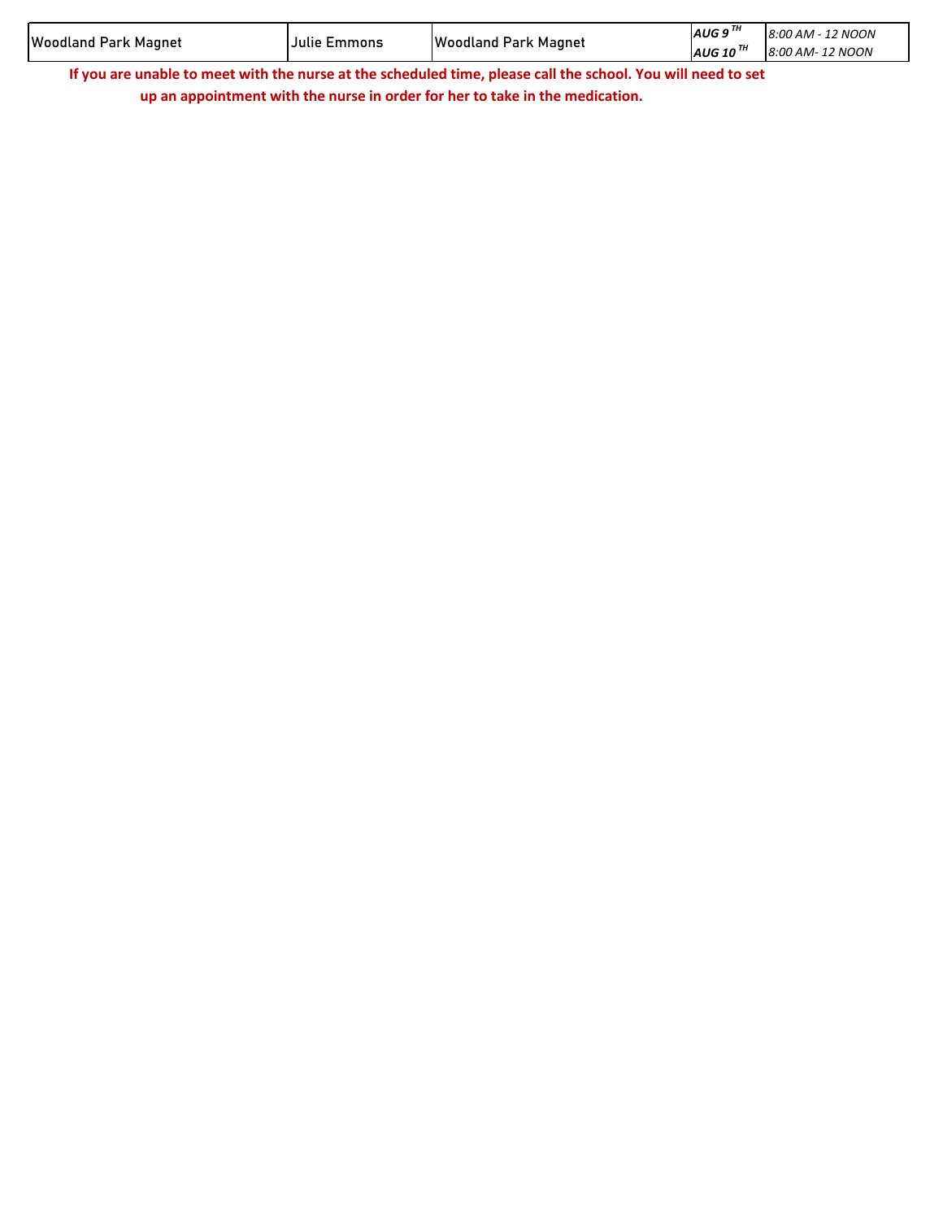| | | | | |
|---|---|---|---|---|
| Woodland Park Magnet | Julie Emmons | Woodland Park Magnet | ***AUG 9*** $^{TH}$<br>***AUG 10*** $^{TH}$ | *8:00 AM - 12 NOON*<br>*8:00 AM- 12 NOON* |

**If you are unable to meet with the nurse at the scheduled time, please call the school. You will need to set up an appointment with the nurse in order for her to take in the medication.**